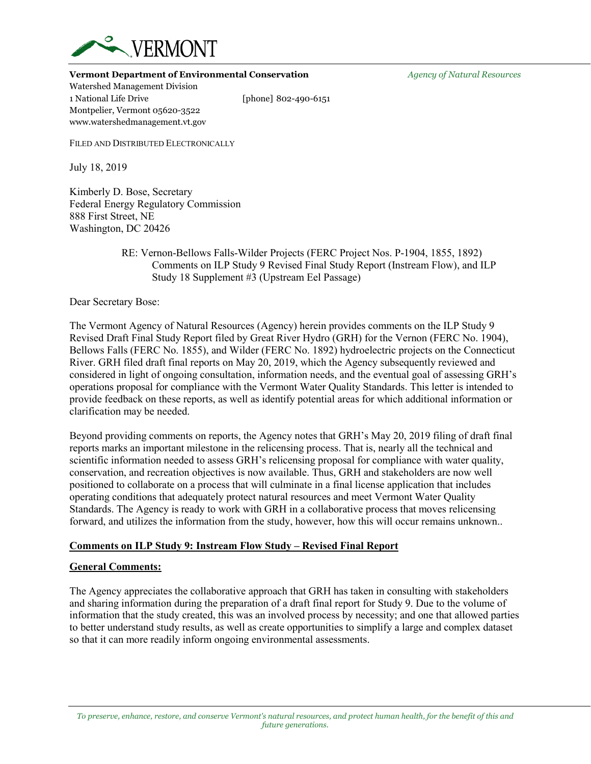VERMONT

**Vermont Department of Environmental Conservation** *Agency of Natural Resources*

Watershed Management Division
1 National Life Drive [phone] 802-490-6151
Montpelier, Vermont 05620-3522
www.watershedmanagement.vt.gov

FILED AND DISTRIBUTED ELECTRONICALLY

July 18, 2019

Kimberly D. Bose, Secretary
Federal Energy Regulatory Commission
888 First Street, NE
Washington, DC 20426

RE: Vernon-Bellows Falls-Wilder Projects (FERC Project Nos. P-1904, 1855, 1892) Comments on ILP Study 9 Revised Final Study Report (Instream Flow), and ILP Study 18 Supplement #3 (Upstream Eel Passage)

Dear Secretary Bose:

The Vermont Agency of Natural Resources (Agency) herein provides comments on the ILP Study 9 Revised Draft Final Study Report filed by Great River Hydro (GRH) for the Vernon (FERC No. 1904), Bellows Falls (FERC No. 1855), and Wilder (FERC No. 1892) hydroelectric projects on the Connecticut River. GRH filed draft final reports on May 20, 2019, which the Agency subsequently reviewed and considered in light of ongoing consultation, information needs, and the eventual goal of assessing GRH's operations proposal for compliance with the Vermont Water Quality Standards. This letter is intended to provide feedback on these reports, as well as identify potential areas for which additional information or clarification may be needed.

Beyond providing comments on reports, the Agency notes that GRH's May 20, 2019 filing of draft final reports marks an important milestone in the relicensing process. That is, nearly all the technical and scientific information needed to assess GRH's relicensing proposal for compliance with water quality, conservation, and recreation objectives is now available. Thus, GRH and stakeholders are now well positioned to collaborate on a process that will culminate in a final license application that includes operating conditions that adequately protect natural resources and meet Vermont Water Quality Standards. The Agency is ready to work with GRH in a collaborative process that moves relicensing forward, and utilizes the information from the study, however, how this will occur remains unknown..

## Comments on ILP Study 9: Instream Flow Study – Revised Final Report

### General Comments:

The Agency appreciates the collaborative approach that GRH has taken in consulting with stakeholders and sharing information during the preparation of a draft final report for Study 9. Due to the volume of information that the study created, this was an involved process by necessity; and one that allowed parties to better understand study results, as well as create opportunities to simplify a large and complex dataset so that it can more readily inform ongoing environmental assessments.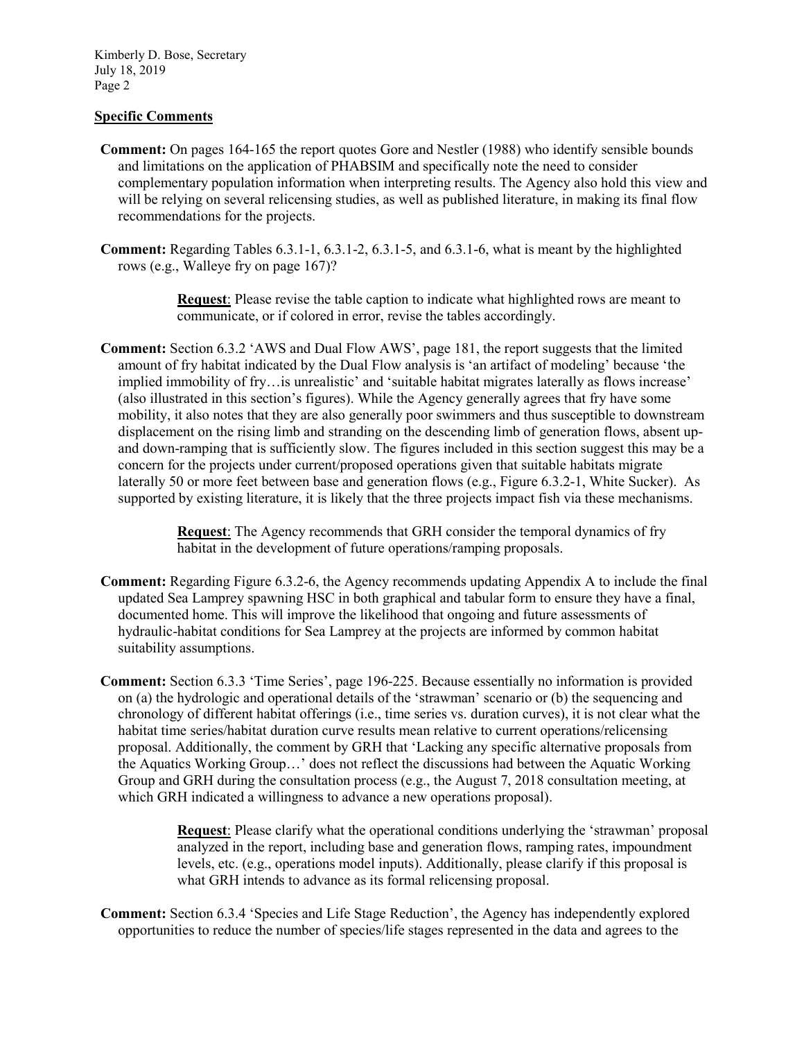## Specific Comments

**Comment:** On pages 164-165 the report quotes Gore and Nestler (1988) who identify sensible bounds and limitations on the application of PHABSIM and specifically note the need to consider complementary population information when interpreting results. The Agency also hold this view and will be relying on several relicensing studies, as well as published literature, in making its final flow recommendations for the projects.

**Comment:** Regarding Tables 6.3.1-1, 6.3.1-2, 6.3.1-5, and 6.3.1-6, what is meant by the highlighted rows (e.g., Walleye fry on page 167)?

> **Request**: Please revise the table caption to indicate what highlighted rows are meant to communicate, or if colored in error, revise the tables accordingly.

**Comment:** Section 6.3.2 'AWS and Dual Flow AWS', page 181, the report suggests that the limited amount of fry habitat indicated by the Dual Flow analysis is 'an artifact of modeling' because 'the implied immobility of fry…is unrealistic' and 'suitable habitat migrates laterally as flows increase' (also illustrated in this section's figures). While the Agency generally agrees that fry have some mobility, it also notes that they are also generally poor swimmers and thus susceptible to downstream displacement on the rising limb and stranding on the descending limb of generation flows, absent up- and down-ramping that is sufficiently slow. The figures included in this section suggest this may be a concern for the projects under current/proposed operations given that suitable habitats migrate laterally 50 or more feet between base and generation flows (e.g., Figure 6.3.2-1, White Sucker). As supported by existing literature, it is likely that the three projects impact fish via these mechanisms.

> **Request**: The Agency recommends that GRH consider the temporal dynamics of fry habitat in the development of future operations/ramping proposals.

**Comment:** Regarding Figure 6.3.2-6, the Agency recommends updating Appendix A to include the final updated Sea Lamprey spawning HSC in both graphical and tabular form to ensure they have a final, documented home. This will improve the likelihood that ongoing and future assessments of hydraulic-habitat conditions for Sea Lamprey at the projects are informed by common habitat suitability assumptions.

**Comment:** Section 6.3.3 'Time Series', page 196-225. Because essentially no information is provided on (a) the hydrologic and operational details of the 'strawman' scenario or (b) the sequencing and chronology of different habitat offerings (i.e., time series vs. duration curves), it is not clear what the habitat time series/habitat duration curve results mean relative to current operations/relicensing proposal. Additionally, the comment by GRH that 'Lacking any specific alternative proposals from the Aquatics Working Group…' does not reflect the discussions had between the Aquatic Working Group and GRH during the consultation process (e.g., the August 7, 2018 consultation meeting, at which GRH indicated a willingness to advance a new operations proposal).

> **Request**: Please clarify what the operational conditions underlying the 'strawman' proposal analyzed in the report, including base and generation flows, ramping rates, impoundment levels, etc. (e.g., operations model inputs). Additionally, please clarify if this proposal is what GRH intends to advance as its formal relicensing proposal.

**Comment:** Section 6.3.4 'Species and Life Stage Reduction', the Agency has independently explored opportunities to reduce the number of species/life stages represented in the data and agrees to the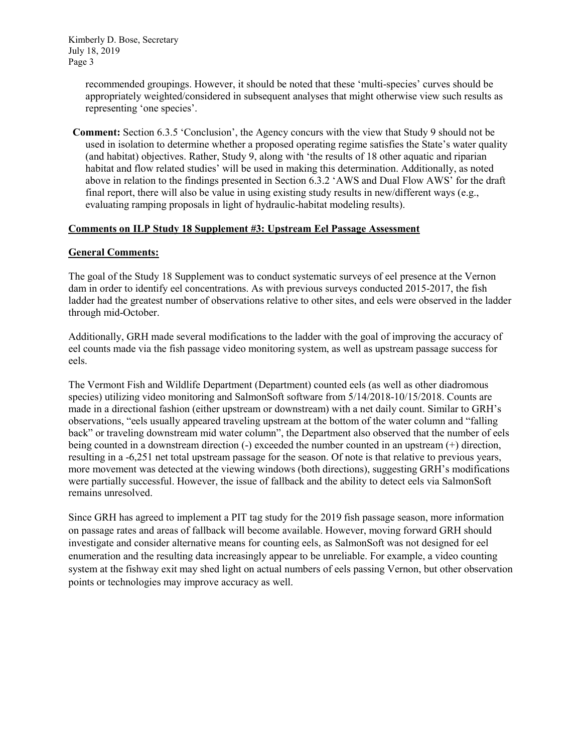recommended groupings. However, it should be noted that these 'multi-species' curves should be appropriately weighted/considered in subsequent analyses that might otherwise view such results as representing 'one species'.

**Comment:** Section 6.3.5 'Conclusion', the Agency concurs with the view that Study 9 should not be used in isolation to determine whether a proposed operating regime satisfies the State's water quality (and habitat) objectives. Rather, Study 9, along with 'the results of 18 other aquatic and riparian habitat and flow related studies' will be used in making this determination. Additionally, as noted above in relation to the findings presented in Section 6.3.2 'AWS and Dual Flow AWS' for the draft final report, there will also be value in using existing study results in new/different ways (e.g., evaluating ramping proposals in light of hydraulic-habitat modeling results).

**Comments on ILP Study 18 Supplement #3: Upstream Eel Passage Assessment**

**General Comments:**

The goal of the Study 18 Supplement was to conduct systematic surveys of eel presence at the Vernon dam in order to identify eel concentrations. As with previous surveys conducted 2015-2017, the fish ladder had the greatest number of observations relative to other sites, and eels were observed in the ladder through mid-October.

Additionally, GRH made several modifications to the ladder with the goal of improving the accuracy of eel counts made via the fish passage video monitoring system, as well as upstream passage success for eels.

The Vermont Fish and Wildlife Department (Department) counted eels (as well as other diadromous species) utilizing video monitoring and SalmonSoft software from 5/14/2018-10/15/2018. Counts are made in a directional fashion (either upstream or downstream) with a net daily count. Similar to GRH's observations, "eels usually appeared traveling upstream at the bottom of the water column and "falling back" or traveling downstream mid water column", the Department also observed that the number of eels being counted in a downstream direction (-) exceeded the number counted in an upstream (+) direction, resulting in a -6,251 net total upstream passage for the season. Of note is that relative to previous years, more movement was detected at the viewing windows (both directions), suggesting GRH's modifications were partially successful. However, the issue of fallback and the ability to detect eels via SalmonSoft remains unresolved.

Since GRH has agreed to implement a PIT tag study for the 2019 fish passage season, more information on passage rates and areas of fallback will become available. However, moving forward GRH should investigate and consider alternative means for counting eels, as SalmonSoft was not designed for eel enumeration and the resulting data increasingly appear to be unreliable. For example, a video counting system at the fishway exit may shed light on actual numbers of eels passing Vernon, but other observation points or technologies may improve accuracy as well.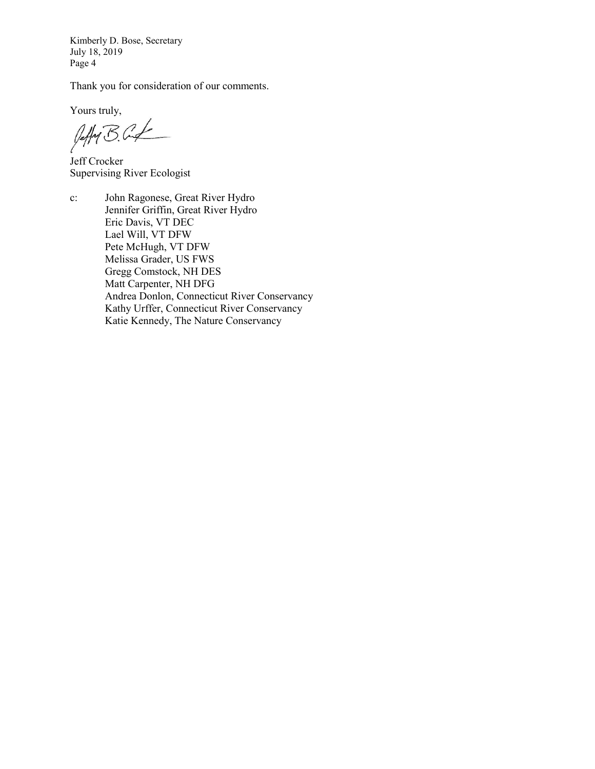Thank you for consideration of our comments.

Yours truly,

Jeff Crocker
Supervising River Ecologist

c: John Ragonese, Great River Hydro
Jennifer Griffin, Great River Hydro
Eric Davis, VT DEC
Lael Will, VT DFW
Pete McHugh, VT DFW
Melissa Grader, US FWS
Gregg Comstock, NH DES
Matt Carpenter, NH DFG
Andrea Donlon, Connecticut River Conservancy
Kathy Urffer, Connecticut River Conservancy
Katie Kennedy, The Nature Conservancy